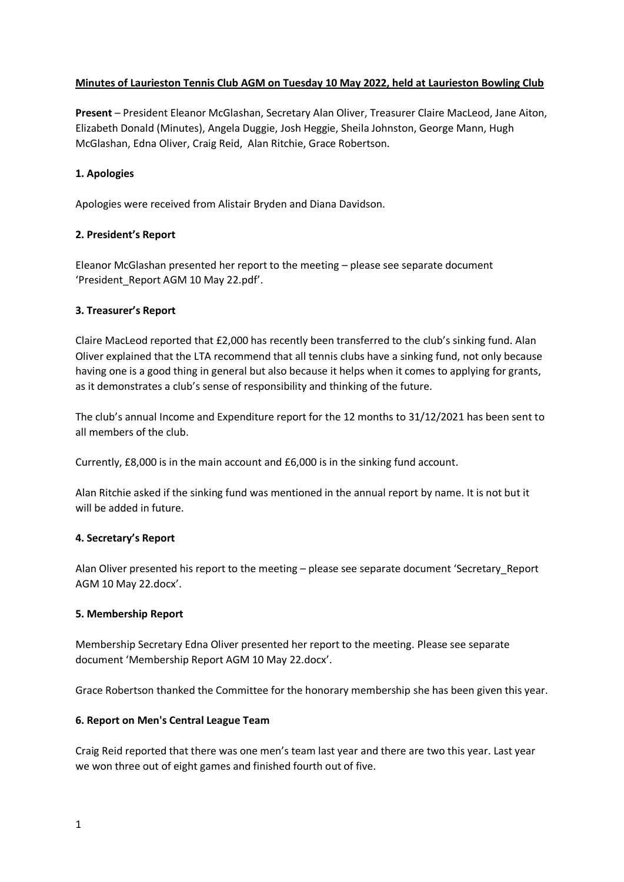**Minutes of Laurieston Tennis Club AGM on Tuesday 10 May 2022, held at Laurieston Bowling Club**

**Present** – President Eleanor McGlashan, Secretary Alan Oliver, Treasurer Claire MacLeod, Jane Aiton, Elizabeth Donald (Minutes), Angela Duggie, Josh Heggie, Sheila Johnston, George Mann, Hugh McGlashan, Edna Oliver, Craig Reid, Alan Ritchie, Grace Robertson.

### 1. Apologies

Apologies were received from Alistair Bryden and Diana Davidson.

### 2. President's Report

Eleanor McGlashan presented her report to the meeting – please see separate document 'President_Report AGM 10 May 22.pdf'.

### 3. Treasurer's Report

Claire MacLeod reported that £2,000 has recently been transferred to the club's sinking fund. Alan Oliver explained that the LTA recommend that all tennis clubs have a sinking fund, not only because having one is a good thing in general but also because it helps when it comes to applying for grants, as it demonstrates a club's sense of responsibility and thinking of the future.

The club's annual Income and Expenditure report for the 12 months to 31/12/2021 has been sent to all members of the club.

Currently, £8,000 is in the main account and £6,000 is in the sinking fund account.

Alan Ritchie asked if the sinking fund was mentioned in the annual report by name. It is not but it will be added in future.

### 4. Secretary's Report

Alan Oliver presented his report to the meeting – please see separate document 'Secretary_Report AGM 10 May 22.docx'.

### 5. Membership Report

Membership Secretary Edna Oliver presented her report to the meeting. Please see separate document 'Membership Report AGM 10 May 22.docx'.

Grace Robertson thanked the Committee for the honorary membership she has been given this year.

### 6. Report on Men's Central League Team

Craig Reid reported that there was one men's team last year and there are two this year. Last year we won three out of eight games and finished fourth out of five.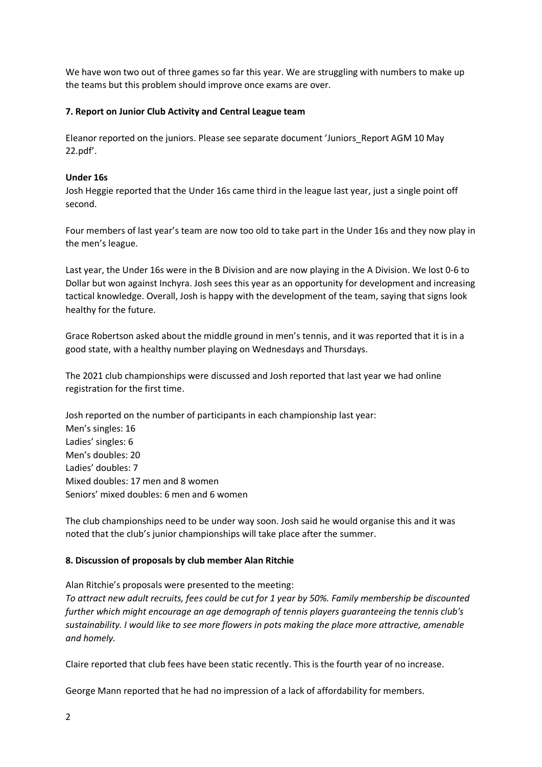We have won two out of three games so far this year. We are struggling with numbers to make up the teams but this problem should improve once exams are over.

**7. Report on Junior Club Activity and Central League team**

Eleanor reported on the juniors. Please see separate document 'Juniors_Report AGM 10 May 22.pdf'.

**Under 16s**

Josh Heggie reported that the Under 16s came third in the league last year, just a single point off second.

Four members of last year's team are now too old to take part in the Under 16s and they now play in the men's league.

Last year, the Under 16s were in the B Division and are now playing in the A Division. We lost 0-6 to Dollar but won against Inchyra. Josh sees this year as an opportunity for development and increasing tactical knowledge. Overall, Josh is happy with the development of the team, saying that signs look healthy for the future.

Grace Robertson asked about the middle ground in men's tennis, and it was reported that it is in a good state, with a healthy number playing on Wednesdays and Thursdays.

The 2021 club championships were discussed and Josh reported that last year we had online registration for the first time.

Josh reported on the number of participants in each championship last year:
Men's singles: 16
Ladies' singles: 6
Men's doubles: 20
Ladies' doubles: 7
Mixed doubles: 17 men and 8 women
Seniors' mixed doubles: 6 men and 6 women

The club championships need to be under way soon. Josh said he would organise this and it was noted that the club's junior championships will take place after the summer.

**8. Discussion of proposals by club member Alan Ritchie**

Alan Ritchie's proposals were presented to the meeting:
*To attract new adult recruits, fees could be cut for 1 year by 50%. Family membership be discounted further which might encourage an age demograph of tennis players guaranteeing the tennis club's sustainability. I would like to see more flowers in pots making the place more attractive, amenable and homely.*

Claire reported that club fees have been static recently. This is the fourth year of no increase.

George Mann reported that he had no impression of a lack of affordability for members.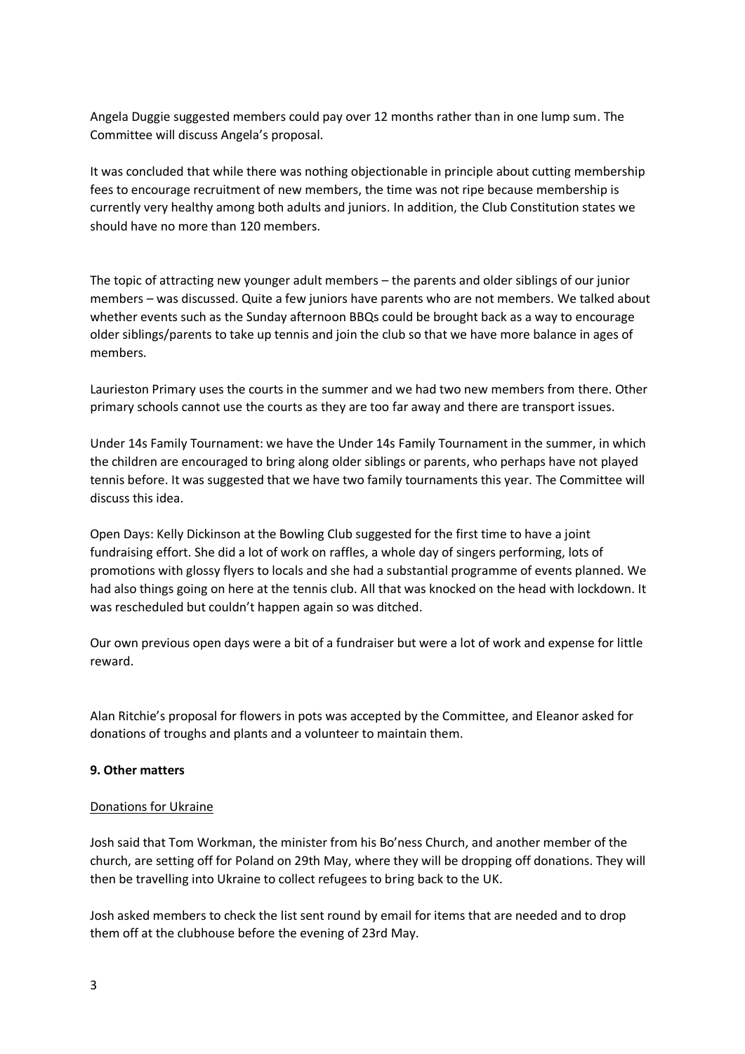Angela Duggie suggested members could pay over 12 months rather than in one lump sum. The Committee will discuss Angela's proposal.

It was concluded that while there was nothing objectionable in principle about cutting membership fees to encourage recruitment of new members, the time was not ripe because membership is currently very healthy among both adults and juniors. In addition, the Club Constitution states we should have no more than 120 members.

The topic of attracting new younger adult members – the parents and older siblings of our junior members – was discussed. Quite a few juniors have parents who are not members. We talked about whether events such as the Sunday afternoon BBQs could be brought back as a way to encourage older siblings/parents to take up tennis and join the club so that we have more balance in ages of members.

Laurieston Primary uses the courts in the summer and we had two new members from there. Other primary schools cannot use the courts as they are too far away and there are transport issues.

Under 14s Family Tournament: we have the Under 14s Family Tournament in the summer, in which the children are encouraged to bring along older siblings or parents, who perhaps have not played tennis before. It was suggested that we have two family tournaments this year. The Committee will discuss this idea.

Open Days: Kelly Dickinson at the Bowling Club suggested for the first time to have a joint fundraising effort. She did a lot of work on raffles, a whole day of singers performing, lots of promotions with glossy flyers to locals and she had a substantial programme of events planned. We had also things going on here at the tennis club. All that was knocked on the head with lockdown. It was rescheduled but couldn't happen again so was ditched.

Our own previous open days were a bit of a fundraiser but were a lot of work and expense for little reward.

Alan Ritchie's proposal for flowers in pots was accepted by the Committee, and Eleanor asked for donations of troughs and plants and a volunteer to maintain them.

**9. Other matters**

Donations for Ukraine

Josh said that Tom Workman, the minister from his Bo'ness Church, and another member of the church, are setting off for Poland on 29th May, where they will be dropping off donations. They will then be travelling into Ukraine to collect refugees to bring back to the UK.

Josh asked members to check the list sent round by email for items that are needed and to drop them off at the clubhouse before the evening of 23rd May.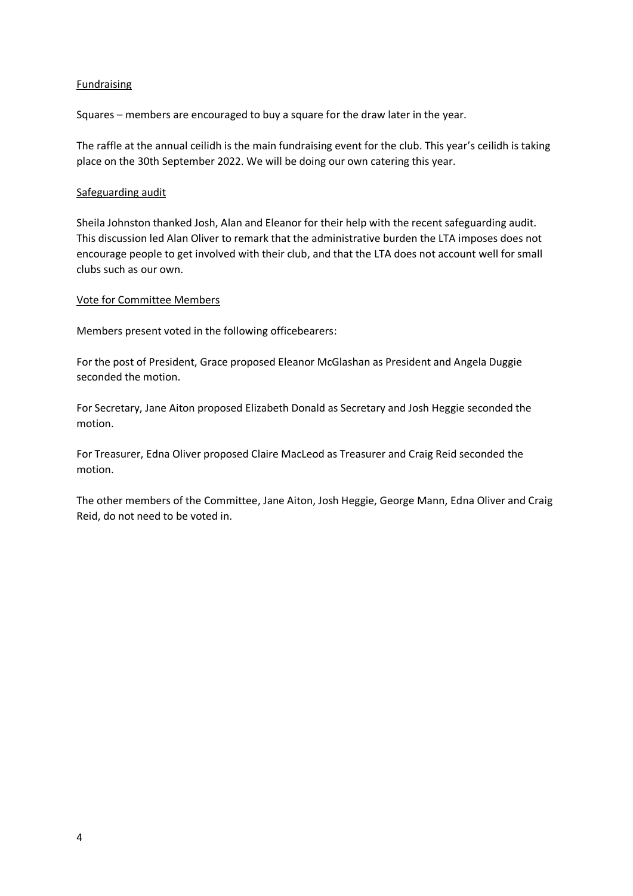<u>Fundraising</u>

Squares – members are encouraged to buy a square for the draw later in the year.

The raffle at the annual ceilidh is the main fundraising event for the club. This year's ceilidh is taking place on the 30th September 2022. We will be doing our own catering this year.

<u>Safeguarding audit</u>

Sheila Johnston thanked Josh, Alan and Eleanor for their help with the recent safeguarding audit. This discussion led Alan Oliver to remark that the administrative burden the LTA imposes does not encourage people to get involved with their club, and that the LTA does not account well for small clubs such as our own.

<u>Vote for Committee Members</u>

Members present voted in the following officebearers:

For the post of President, Grace proposed Eleanor McGlashan as President and Angela Duggie seconded the motion.

For Secretary, Jane Aiton proposed Elizabeth Donald as Secretary and Josh Heggie seconded the motion.

For Treasurer, Edna Oliver proposed Claire MacLeod as Treasurer and Craig Reid seconded the motion.

The other members of the Committee, Jane Aiton, Josh Heggie, George Mann, Edna Oliver and Craig Reid, do not need to be voted in.